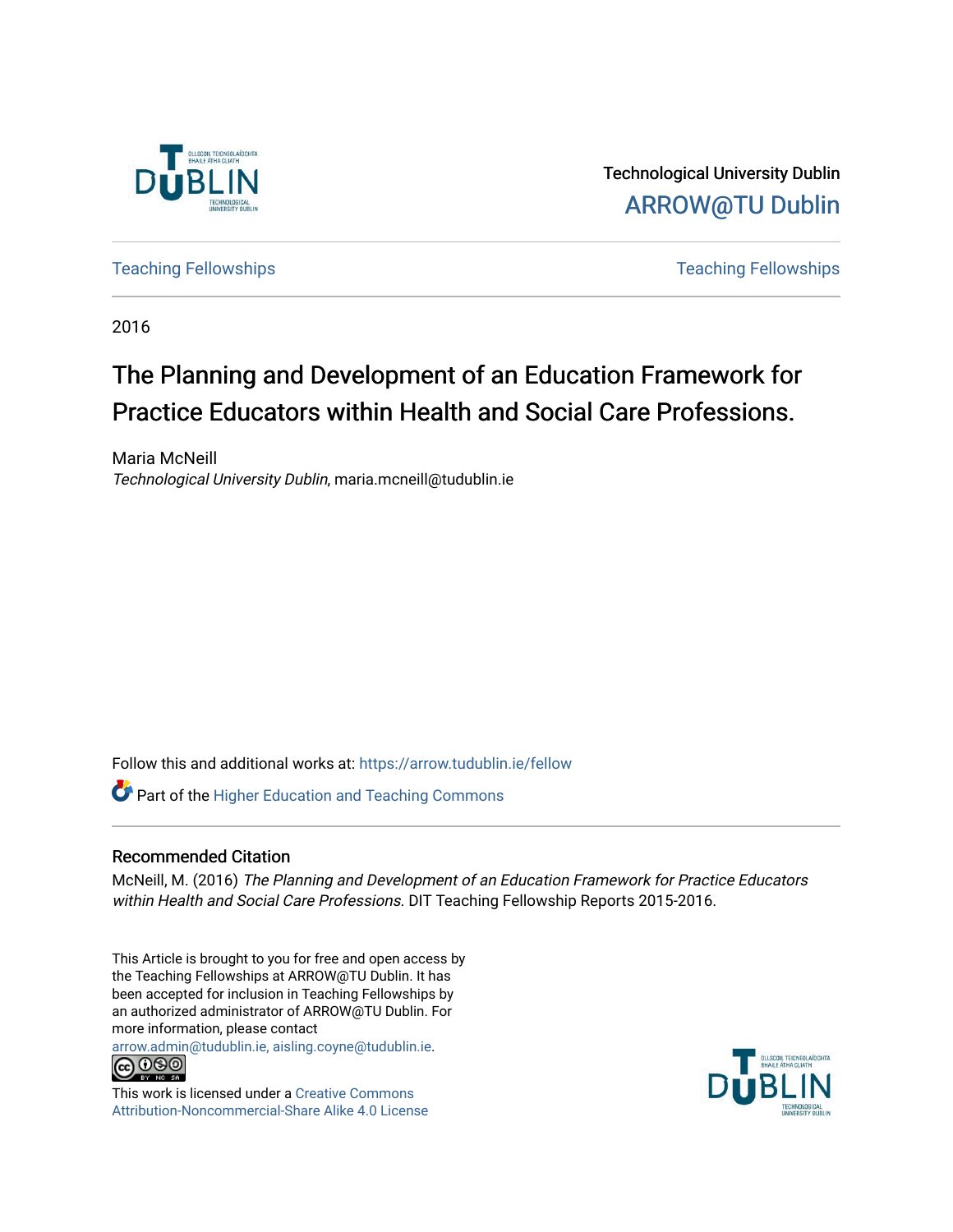Technological University Dublin
ARROW@TU Dublin

Teaching Fellowships | Teaching Fellowships

2016

# The Planning and Development of an Education Framework for Practice Educators within Health and Social Care Professions.

Maria McNeill
*Technological University Dublin*, maria.mcneill@tudublin.ie

Follow this and additional works at: https://arrow.tudublin.ie/fellow

Part of the Higher Education and Teaching Commons

## Recommended Citation

McNeill, M. (2016) *The Planning and Development of an Education Framework for Practice Educators within Health and Social Care Professions.* DIT Teaching Fellowship Reports 2015-2016.

This Article is brought to you for free and open access by the Teaching Fellowships at ARROW@TU Dublin. It has been accepted for inclusion in Teaching Fellowships by an authorized administrator of ARROW@TU Dublin. For more information, please contact arrow.admin@tudublin.ie, aisling.coyne@tudublin.ie.

This work is licensed under a Creative Commons Attribution-Noncommercial-Share Alike 4.0 License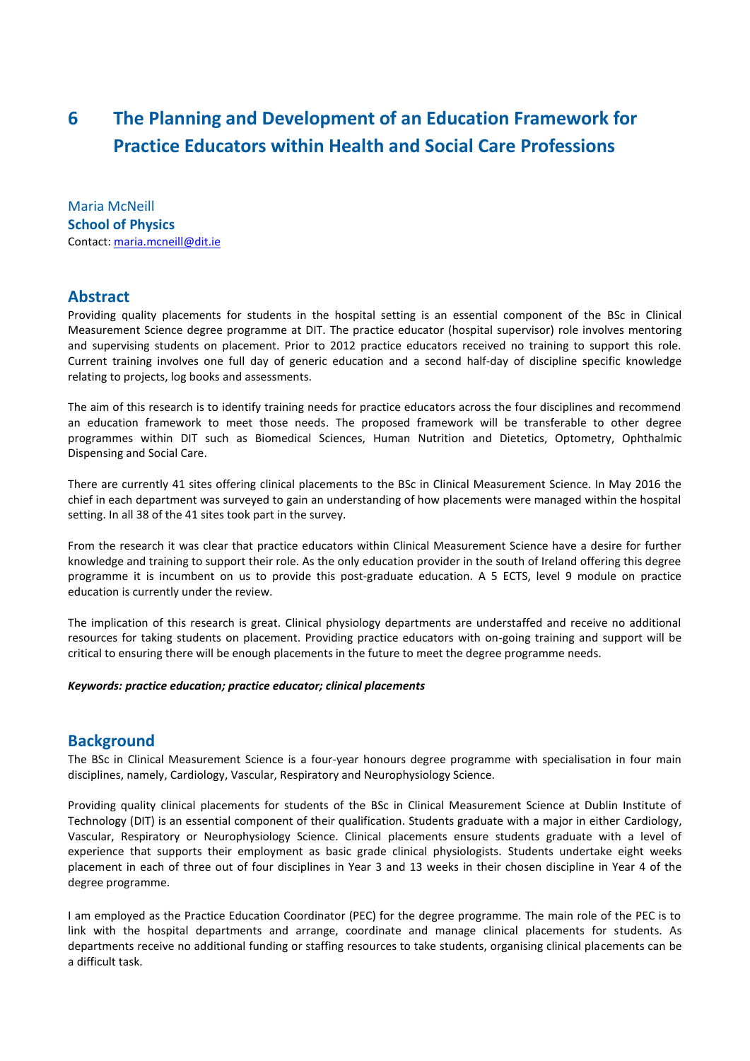# 6 The Planning and Development of an Education Framework for Practice Educators within Health and Social Care Professions

Maria McNeill
**School of Physics**
Contact: maria.mcneill@dit.ie

## Abstract

Providing quality placements for students in the hospital setting is an essential component of the BSc in Clinical Measurement Science degree programme at DIT. The practice educator (hospital supervisor) role involves mentoring and supervising students on placement. Prior to 2012 practice educators received no training to support this role. Current training involves one full day of generic education and a second half-day of discipline specific knowledge relating to projects, log books and assessments.

The aim of this research is to identify training needs for practice educators across the four disciplines and recommend an education framework to meet those needs. The proposed framework will be transferable to other degree programmes within DIT such as Biomedical Sciences, Human Nutrition and Dietetics, Optometry, Ophthalmic Dispensing and Social Care.

There are currently 41 sites offering clinical placements to the BSc in Clinical Measurement Science. In May 2016 the chief in each department was surveyed to gain an understanding of how placements were managed within the hospital setting. In all 38 of the 41 sites took part in the survey.

From the research it was clear that practice educators within Clinical Measurement Science have a desire for further knowledge and training to support their role. As the only education provider in the south of Ireland offering this degree programme it is incumbent on us to provide this post-graduate education. A 5 ECTS, level 9 module on practice education is currently under the review.

The implication of this research is great. Clinical physiology departments are understaffed and receive no additional resources for taking students on placement. Providing practice educators with on-going training and support will be critical to ensuring there will be enough placements in the future to meet the degree programme needs.

***Keywords: practice education; practice educator; clinical placements***

## Background

The BSc in Clinical Measurement Science is a four-year honours degree programme with specialisation in four main disciplines, namely, Cardiology, Vascular, Respiratory and Neurophysiology Science.

Providing quality clinical placements for students of the BSc in Clinical Measurement Science at Dublin Institute of Technology (DIT) is an essential component of their qualification. Students graduate with a major in either Cardiology, Vascular, Respiratory or Neurophysiology Science. Clinical placements ensure students graduate with a level of experience that supports their employment as basic grade clinical physiologists. Students undertake eight weeks placement in each of three out of four disciplines in Year 3 and 13 weeks in their chosen discipline in Year 4 of the degree programme.

I am employed as the Practice Education Coordinator (PEC) for the degree programme. The main role of the PEC is to link with the hospital departments and arrange, coordinate and manage clinical placements for students. As departments receive no additional funding or staffing resources to take students, organising clinical placements can be a difficult task.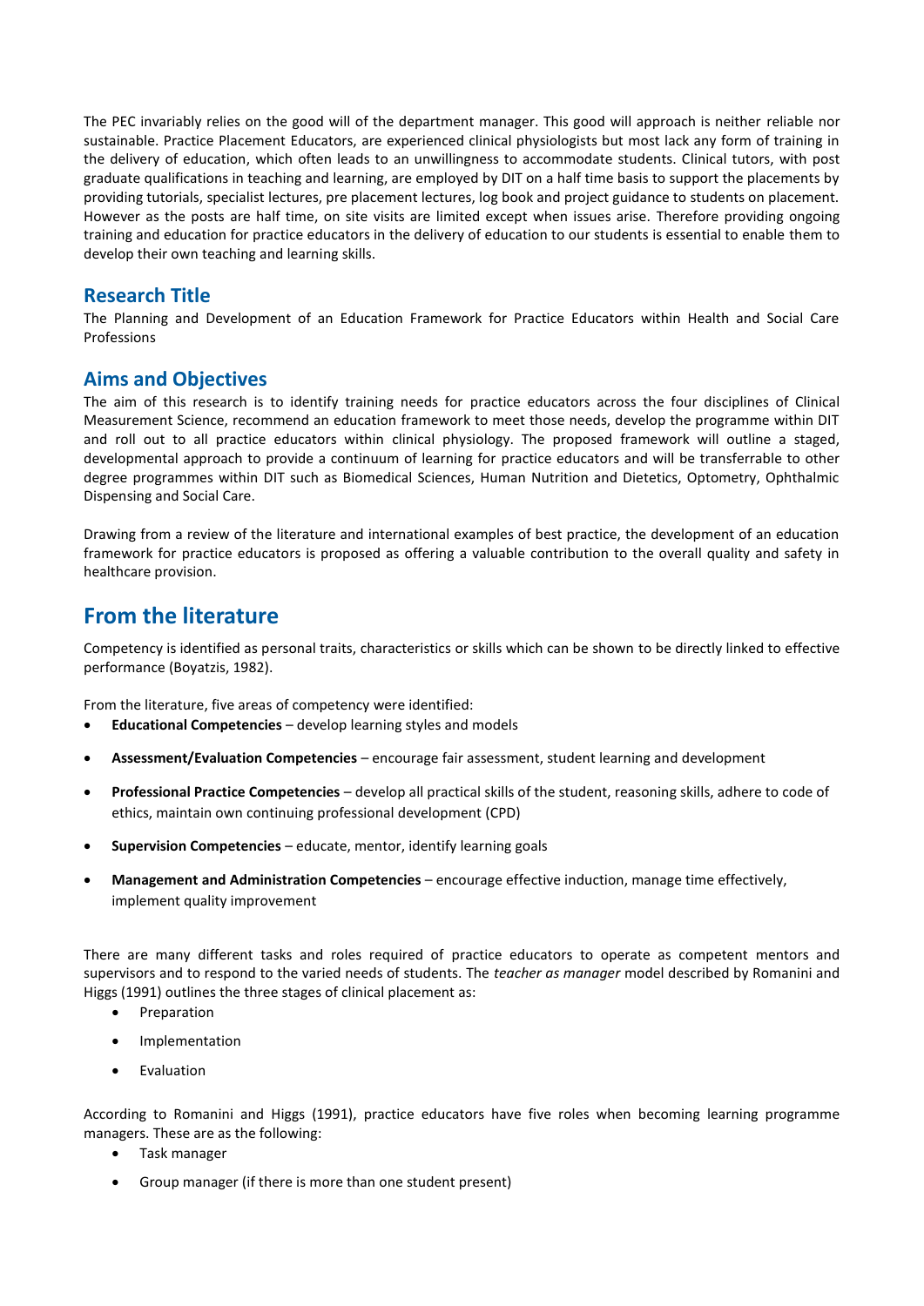The PEC invariably relies on the good will of the department manager. This good will approach is neither reliable nor sustainable. Practice Placement Educators, are experienced clinical physiologists but most lack any form of training in the delivery of education, which often leads to an unwillingness to accommodate students. Clinical tutors, with post graduate qualifications in teaching and learning, are employed by DIT on a half time basis to support the placements by providing tutorials, specialist lectures, pre placement lectures, log book and project guidance to students on placement. However as the posts are half time, on site visits are limited except when issues arise. Therefore providing ongoing training and education for practice educators in the delivery of education to our students is essential to enable them to develop their own teaching and learning skills.

## Research Title

The Planning and Development of an Education Framework for Practice Educators within Health and Social Care Professions

## Aims and Objectives

The aim of this research is to identify training needs for practice educators across the four disciplines of Clinical Measurement Science, recommend an education framework to meet those needs, develop the programme within DIT and roll out to all practice educators within clinical physiology. The proposed framework will outline a staged, developmental approach to provide a continuum of learning for practice educators and will be transferrable to other degree programmes within DIT such as Biomedical Sciences, Human Nutrition and Dietetics, Optometry, Ophthalmic Dispensing and Social Care.

Drawing from a review of the literature and international examples of best practice, the development of an education framework for practice educators is proposed as offering a valuable contribution to the overall quality and safety in healthcare provision.

# From the literature

Competency is identified as personal traits, characteristics or skills which can be shown to be directly linked to effective performance (Boyatzis, 1982).

From the literature, five areas of competency were identified:

- **Educational Competencies** – develop learning styles and models
- **Assessment/Evaluation Competencies** – encourage fair assessment, student learning and development
- **Professional Practice Competencies** – develop all practical skills of the student, reasoning skills, adhere to code of ethics, maintain own continuing professional development (CPD)
- **Supervision Competencies** – educate, mentor, identify learning goals
- **Management and Administration Competencies** – encourage effective induction, manage time effectively, implement quality improvement

There are many different tasks and roles required of practice educators to operate as competent mentors and supervisors and to respond to the varied needs of students. The *teacher as manager* model described by Romanini and Higgs (1991) outlines the three stages of clinical placement as:

- Preparation
- Implementation
- Evaluation

According to Romanini and Higgs (1991), practice educators have five roles when becoming learning programme managers. These are as the following:

- Task manager
- Group manager (if there is more than one student present)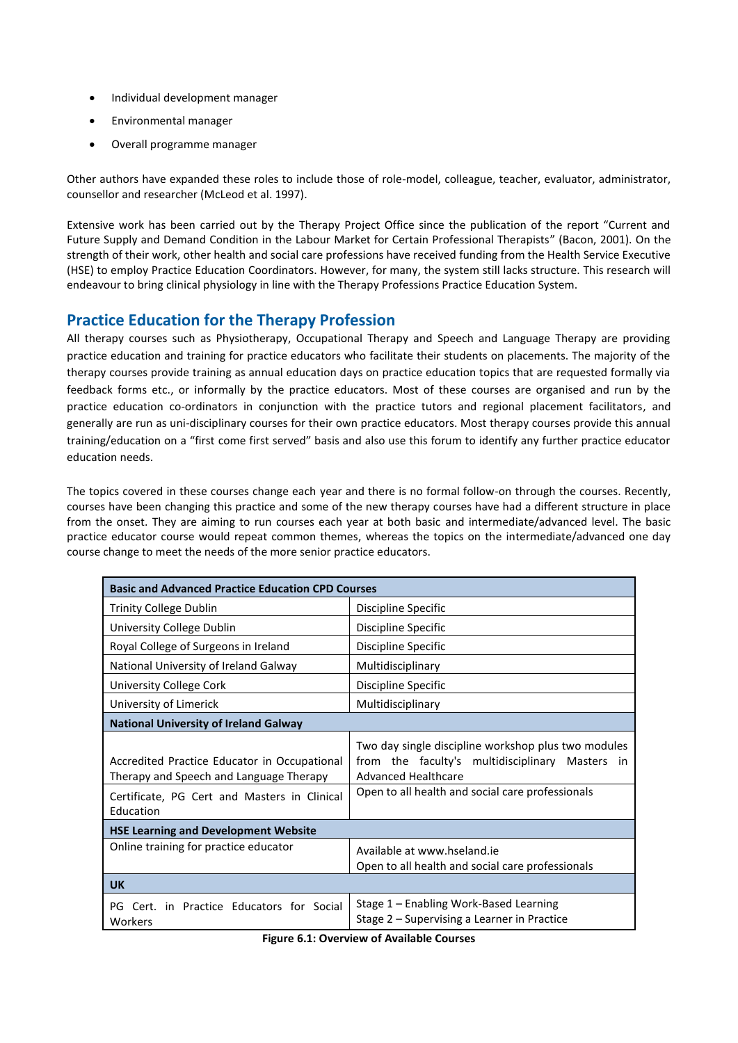- Individual development manager
- Environmental manager
- Overall programme manager

Other authors have expanded these roles to include those of role-model, colleague, teacher, evaluator, administrator, counsellor and researcher (McLeod et al. 1997).

Extensive work has been carried out by the Therapy Project Office since the publication of the report "Current and Future Supply and Demand Condition in the Labour Market for Certain Professional Therapists" (Bacon, 2001). On the strength of their work, other health and social care professions have received funding from the Health Service Executive (HSE) to employ Practice Education Coordinators. However, for many, the system still lacks structure. This research will endeavour to bring clinical physiology in line with the Therapy Professions Practice Education System.

## Practice Education for the Therapy Profession

All therapy courses such as Physiotherapy, Occupational Therapy and Speech and Language Therapy are providing practice education and training for practice educators who facilitate their students on placements. The majority of the therapy courses provide training as annual education days on practice education topics that are requested formally via feedback forms etc., or informally by the practice educators. Most of these courses are organised and run by the practice education co-ordinators in conjunction with the practice tutors and regional placement facilitators, and generally are run as uni-disciplinary courses for their own practice educators. Most therapy courses provide this annual training/education on a "first come first served" basis and also use this forum to identify any further practice educator education needs.

The topics covered in these courses change each year and there is no formal follow-on through the courses. Recently, courses have been changing this practice and some of the new therapy courses have had a different structure in place from the onset. They are aiming to run courses each year at both basic and intermediate/advanced level. The basic practice educator course would repeat common themes, whereas the topics on the intermediate/advanced one day course change to meet the needs of the more senior practice educators.

| **Basic and Advanced Practice Education CPD Courses** | |
|---|---|
| Trinity College Dublin | Discipline Specific |
| University College Dublin | Discipline Specific |
| Royal College of Surgeons in Ireland | Discipline Specific |
| National University of Ireland Galway | Multidisciplinary |
| University College Cork | Discipline Specific |
| University of Limerick | Multidisciplinary |
| **National University of Ireland Galway** | |
| Accredited Practice Educator in Occupational Therapy and Speech and Language Therapy | Two day single discipline workshop plus two modules from the faculty's multidisciplinary Masters in Advanced Healthcare |
| Certificate, PG Cert and Masters in Clinical Education | Open to all health and social care professionals |
| **HSE Learning and Development Website** | |
| Online training for practice educator | Available at www.hseland.ie<br>Open to all health and social care professionals |
| **UK** | |
| PG Cert. in Practice Educators for Social Workers | Stage 1 – Enabling Work-Based Learning<br>Stage 2 – Supervising a Learner in Practice |

**Figure 6.1: Overview of Available Courses**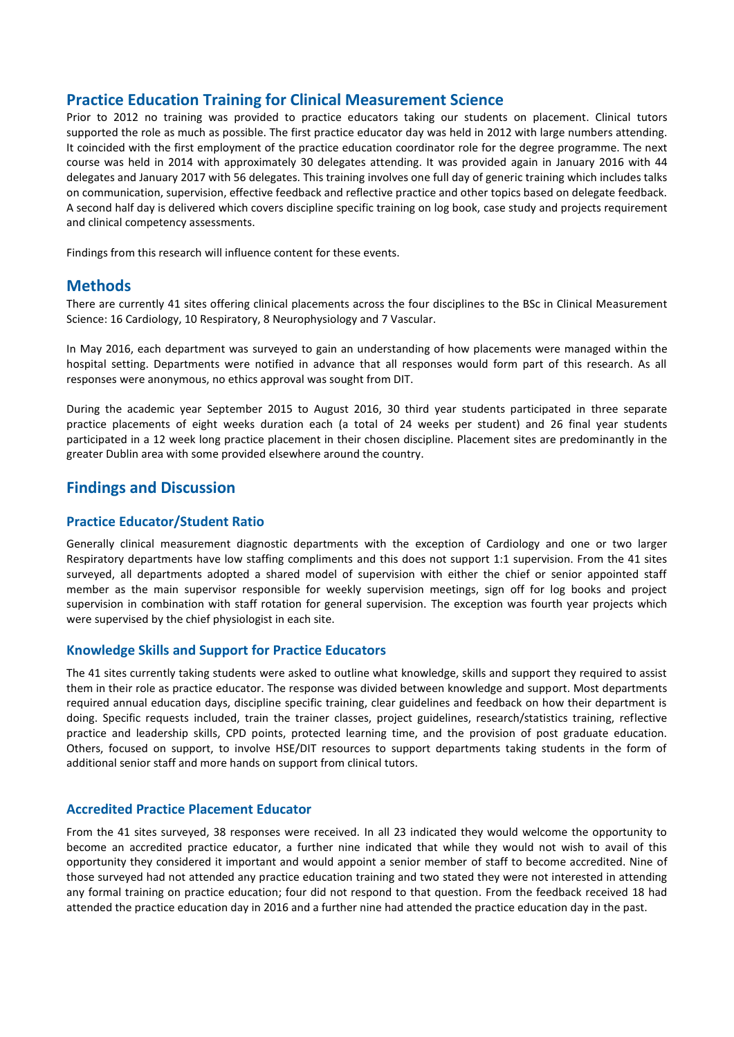## Practice Education Training for Clinical Measurement Science

Prior to 2012 no training was provided to practice educators taking our students on placement. Clinical tutors supported the role as much as possible. The first practice educator day was held in 2012 with large numbers attending. It coincided with the first employment of the practice education coordinator role for the degree programme. The next course was held in 2014 with approximately 30 delegates attending. It was provided again in January 2016 with 44 delegates and January 2017 with 56 delegates. This training involves one full day of generic training which includes talks on communication, supervision, effective feedback and reflective practice and other topics based on delegate feedback. A second half day is delivered which covers discipline specific training on log book, case study and projects requirement and clinical competency assessments.

Findings from this research will influence content for these events.

## Methods

There are currently 41 sites offering clinical placements across the four disciplines to the BSc in Clinical Measurement Science: 16 Cardiology, 10 Respiratory, 8 Neurophysiology and 7 Vascular.

In May 2016, each department was surveyed to gain an understanding of how placements were managed within the hospital setting. Departments were notified in advance that all responses would form part of this research. As all responses were anonymous, no ethics approval was sought from DIT.

During the academic year September 2015 to August 2016, 30 third year students participated in three separate practice placements of eight weeks duration each (a total of 24 weeks per student) and 26 final year students participated in a 12 week long practice placement in their chosen discipline. Placement sites are predominantly in the greater Dublin area with some provided elsewhere around the country.

## Findings and Discussion

### Practice Educator/Student Ratio

Generally clinical measurement diagnostic departments with the exception of Cardiology and one or two larger Respiratory departments have low staffing compliments and this does not support 1:1 supervision. From the 41 sites surveyed, all departments adopted a shared model of supervision with either the chief or senior appointed staff member as the main supervisor responsible for weekly supervision meetings, sign off for log books and project supervision in combination with staff rotation for general supervision. The exception was fourth year projects which were supervised by the chief physiologist in each site.

### Knowledge Skills and Support for Practice Educators

The 41 sites currently taking students were asked to outline what knowledge, skills and support they required to assist them in their role as practice educator. The response was divided between knowledge and support. Most departments required annual education days, discipline specific training, clear guidelines and feedback on how their department is doing. Specific requests included, train the trainer classes, project guidelines, research/statistics training, reflective practice and leadership skills, CPD points, protected learning time, and the provision of post graduate education. Others, focused on support, to involve HSE/DIT resources to support departments taking students in the form of additional senior staff and more hands on support from clinical tutors.

### Accredited Practice Placement Educator

From the 41 sites surveyed, 38 responses were received. In all 23 indicated they would welcome the opportunity to become an accredited practice educator, a further nine indicated that while they would not wish to avail of this opportunity they considered it important and would appoint a senior member of staff to become accredited. Nine of those surveyed had not attended any practice education training and two stated they were not interested in attending any formal training on practice education; four did not respond to that question. From the feedback received 18 had attended the practice education day in 2016 and a further nine had attended the practice education day in the past.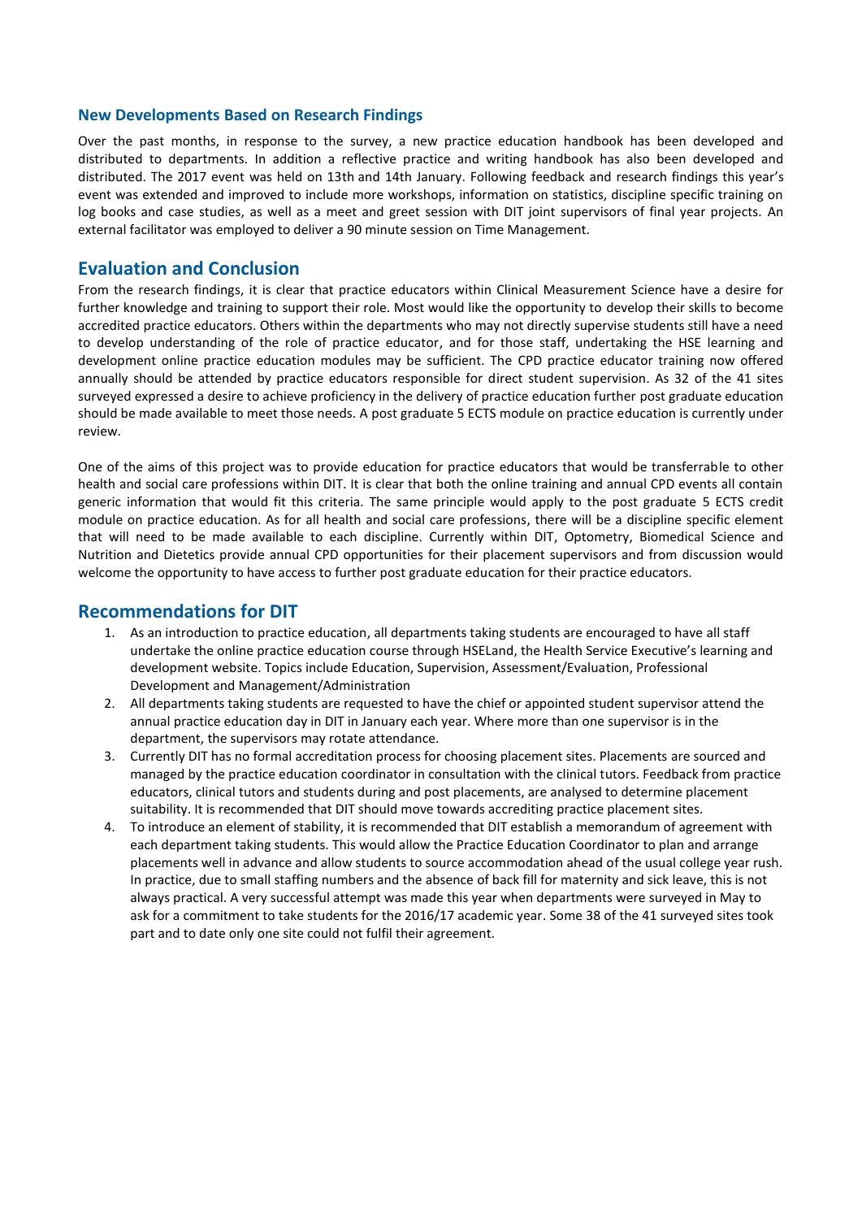### New Developments Based on Research Findings

Over the past months, in response to the survey, a new practice education handbook has been developed and distributed to departments. In addition a reflective practice and writing handbook has also been developed and distributed. The 2017 event was held on 13th and 14th January. Following feedback and research findings this year's event was extended and improved to include more workshops, information on statistics, discipline specific training on log books and case studies, as well as a meet and greet session with DIT joint supervisors of final year projects. An external facilitator was employed to deliver a 90 minute session on Time Management.

## Evaluation and Conclusion

From the research findings, it is clear that practice educators within Clinical Measurement Science have a desire for further knowledge and training to support their role. Most would like the opportunity to develop their skills to become accredited practice educators. Others within the departments who may not directly supervise students still have a need to develop understanding of the role of practice educator, and for those staff, undertaking the HSE learning and development online practice education modules may be sufficient. The CPD practice educator training now offered annually should be attended by practice educators responsible for direct student supervision. As 32 of the 41 sites surveyed expressed a desire to achieve proficiency in the delivery of practice education further post graduate education should be made available to meet those needs. A post graduate 5 ECTS module on practice education is currently under review.

One of the aims of this project was to provide education for practice educators that would be transferrable to other health and social care professions within DIT. It is clear that both the online training and annual CPD events all contain generic information that would fit this criteria. The same principle would apply to the post graduate 5 ECTS credit module on practice education. As for all health and social care professions, there will be a discipline specific element that will need to be made available to each discipline. Currently within DIT, Optometry, Biomedical Science and Nutrition and Dietetics provide annual CPD opportunities for their placement supervisors and from discussion would welcome the opportunity to have access to further post graduate education for their practice educators.

## Recommendations for DIT

1. As an introduction to practice education, all departments taking students are encouraged to have all staff undertake the online practice education course through HSELand, the Health Service Executive's learning and development website. Topics include Education, Supervision, Assessment/Evaluation, Professional Development and Management/Administration
2. All departments taking students are requested to have the chief or appointed student supervisor attend the annual practice education day in DIT in January each year. Where more than one supervisor is in the department, the supervisors may rotate attendance.
3. Currently DIT has no formal accreditation process for choosing placement sites. Placements are sourced and managed by the practice education coordinator in consultation with the clinical tutors. Feedback from practice educators, clinical tutors and students during and post placements, are analysed to determine placement suitability. It is recommended that DIT should move towards accrediting practice placement sites.
4. To introduce an element of stability, it is recommended that DIT establish a memorandum of agreement with each department taking students. This would allow the Practice Education Coordinator to plan and arrange placements well in advance and allow students to source accommodation ahead of the usual college year rush. In practice, due to small staffing numbers and the absence of back fill for maternity and sick leave, this is not always practical. A very successful attempt was made this year when departments were surveyed in May to ask for a commitment to take students for the 2016/17 academic year. Some 38 of the 41 surveyed sites took part and to date only one site could not fulfil their agreement.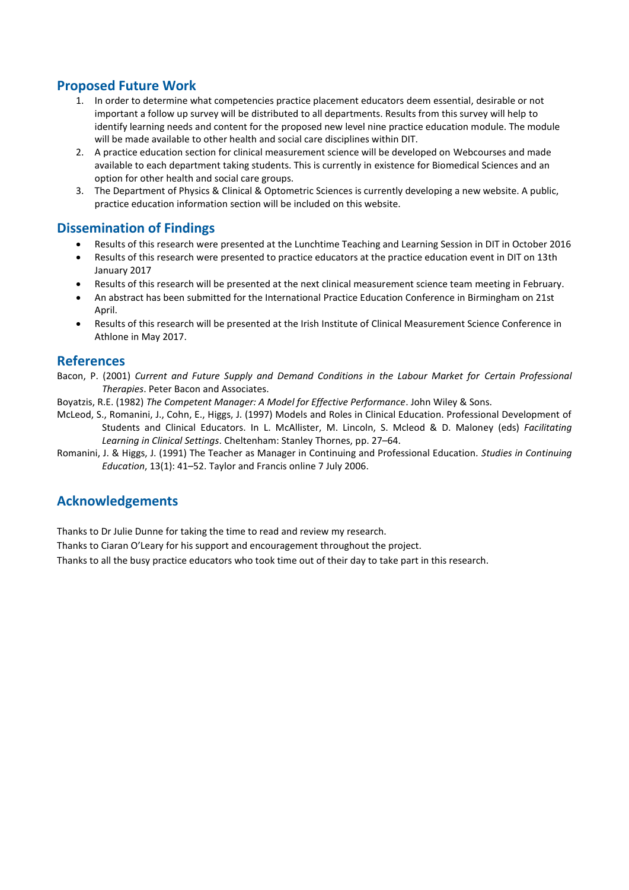## Proposed Future Work

1. In order to determine what competencies practice placement educators deem essential, desirable or not important a follow up survey will be distributed to all departments. Results from this survey will help to identify learning needs and content for the proposed new level nine practice education module. The module will be made available to other health and social care disciplines within DIT.
2. A practice education section for clinical measurement science will be developed on Webcourses and made available to each department taking students. This is currently in existence for Biomedical Sciences and an option for other health and social care groups.
3. The Department of Physics & Clinical & Optometric Sciences is currently developing a new website. A public, practice education information section will be included on this website.

## Dissemination of Findings

- Results of this research were presented at the Lunchtime Teaching and Learning Session in DIT in October 2016
- Results of this research were presented to practice educators at the practice education event in DIT on 13th January 2017
- Results of this research will be presented at the next clinical measurement science team meeting in February.
- An abstract has been submitted for the International Practice Education Conference in Birmingham on 21st April.
- Results of this research will be presented at the Irish Institute of Clinical Measurement Science Conference in Athlone in May 2017.

## References

Bacon, P. (2001) *Current and Future Supply and Demand Conditions in the Labour Market for Certain Professional Therapies*. Peter Bacon and Associates.

Boyatzis, R.E. (1982) *The Competent Manager: A Model for Effective Performance*. John Wiley & Sons.

McLeod, S., Romanini, J., Cohn, E., Higgs, J. (1997) Models and Roles in Clinical Education. Professional Development of Students and Clinical Educators. In L. McAllister, M. Lincoln, S. Mcleod & D. Maloney (eds) *Facilitating Learning in Clinical Settings*. Cheltenham: Stanley Thornes, pp. 27–64.

Romanini, J. & Higgs, J. (1991) The Teacher as Manager in Continuing and Professional Education. *Studies in Continuing Education*, 13(1): 41–52. Taylor and Francis online 7 July 2006.

## Acknowledgements

Thanks to Dr Julie Dunne for taking the time to read and review my research.

Thanks to Ciaran O'Leary for his support and encouragement throughout the project.

Thanks to all the busy practice educators who took time out of their day to take part in this research.